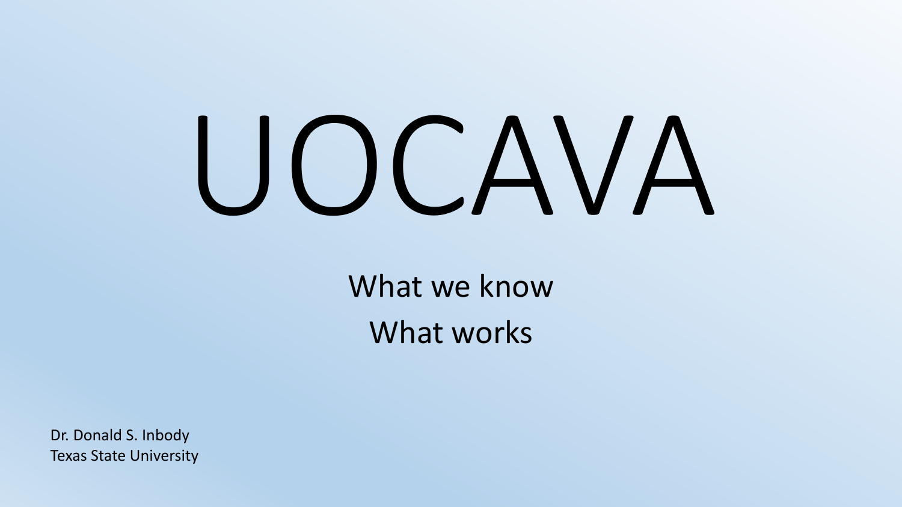# UOCAVA

What we know

What works

Dr. Donald S. Inbody
Texas State University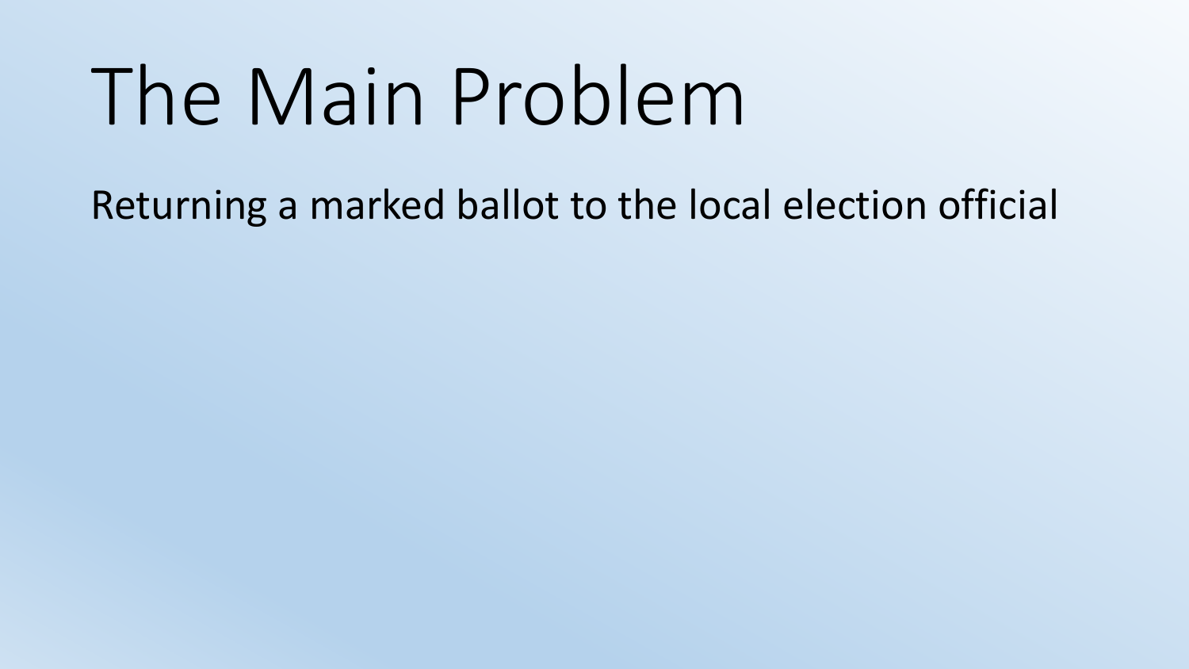# The Main Problem

Returning a marked ballot to the local election official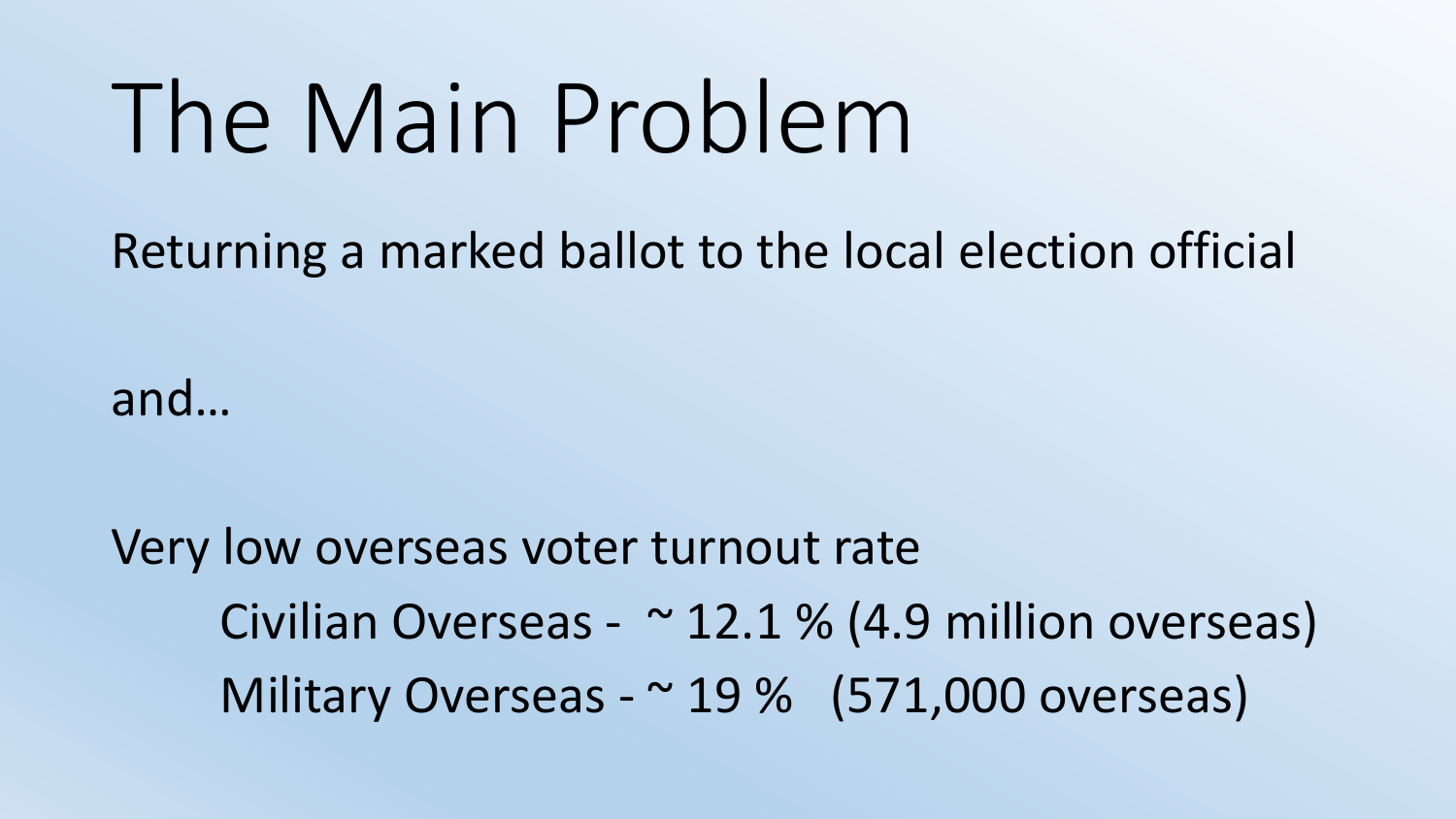# The Main Problem

Returning a marked ballot to the local election official

and…

Very low overseas voter turnout rate

- Civilian Overseas - ~ 12.1 % (4.9 million overseas)
- Military Overseas - ~ 19 % (571,000 overseas)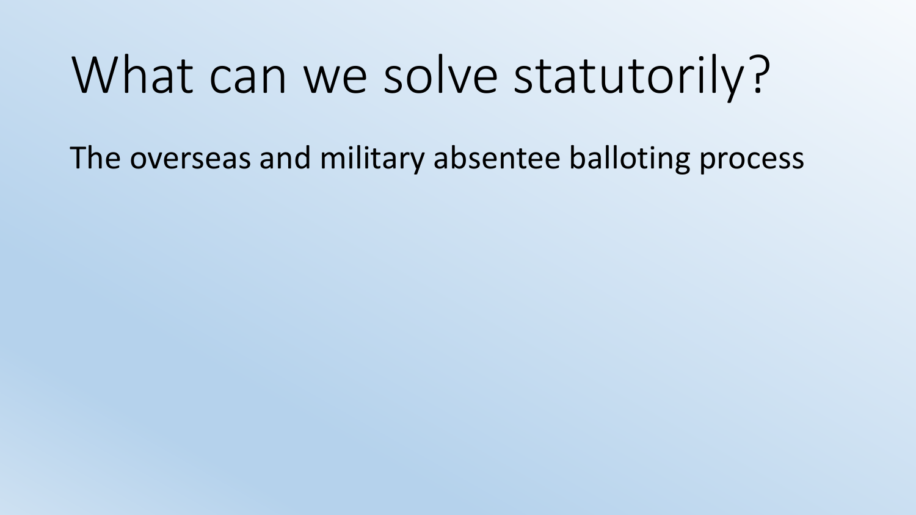# What can we solve statutorily?

The overseas and military absentee balloting process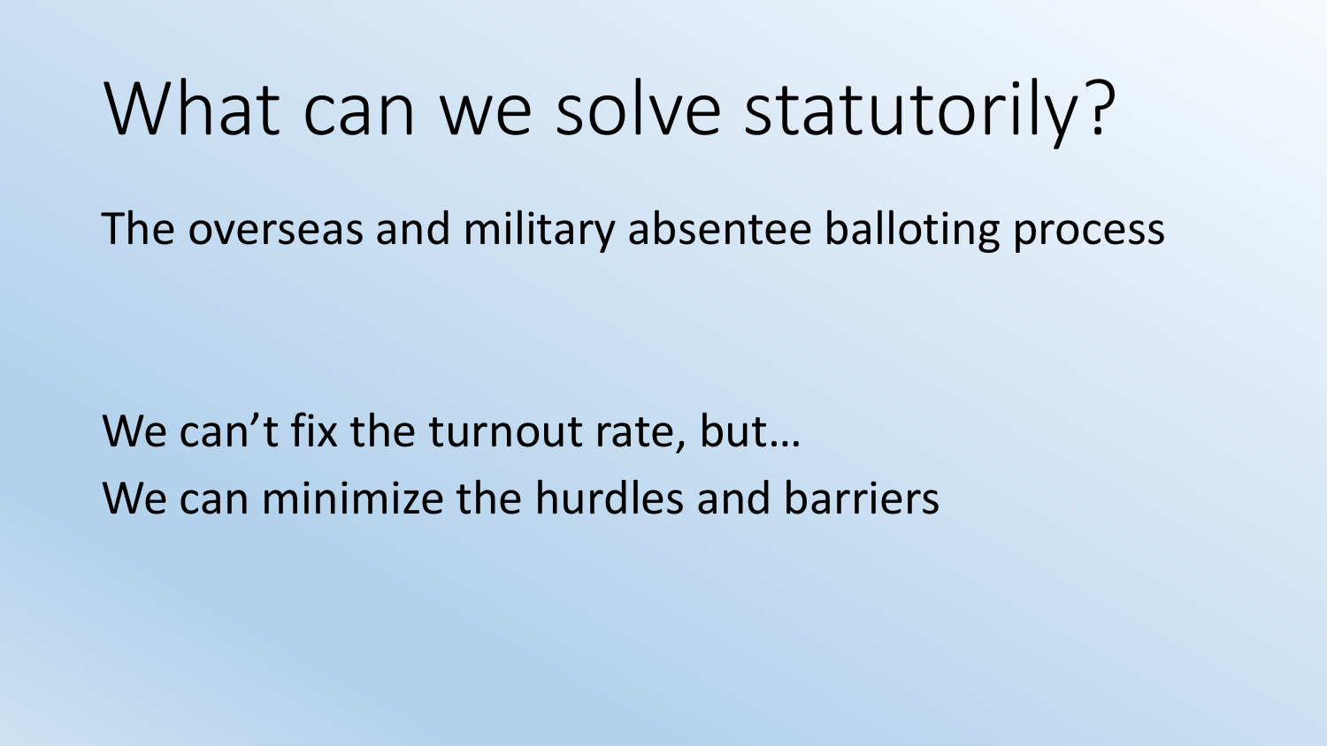# What can we solve statutorily?

The overseas and military absentee balloting process

We can't fix the turnout rate, but…
We can minimize the hurdles and barriers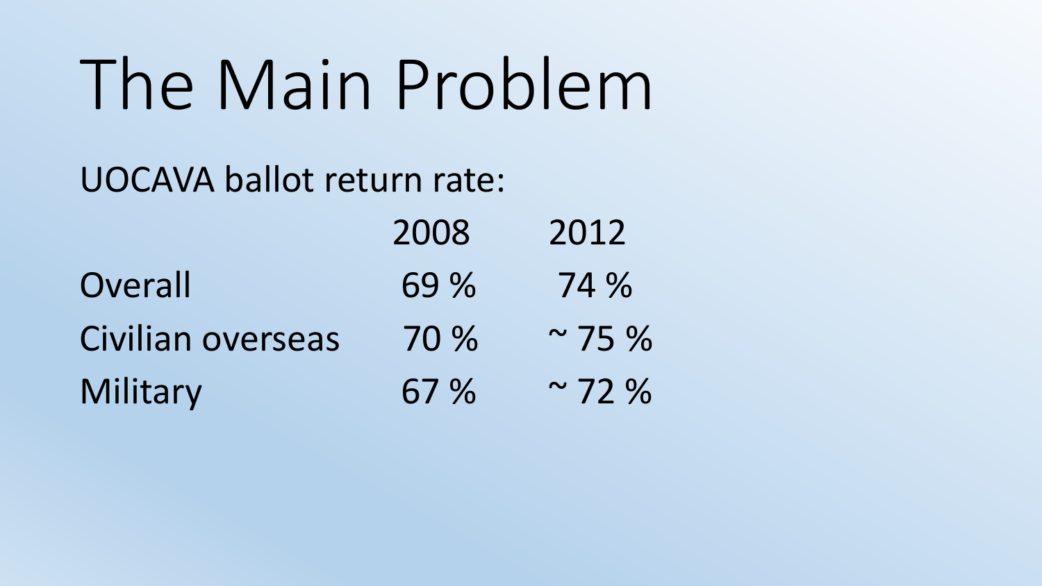# The Main Problem

UOCAVA ballot return rate:

| | 2008 | 2012 |
|---|---|---|
| Overall | 69 % | 74 % |
| Civilian overseas | 70 % | ~ 75 % |
| Military | 67 % | ~ 72 % |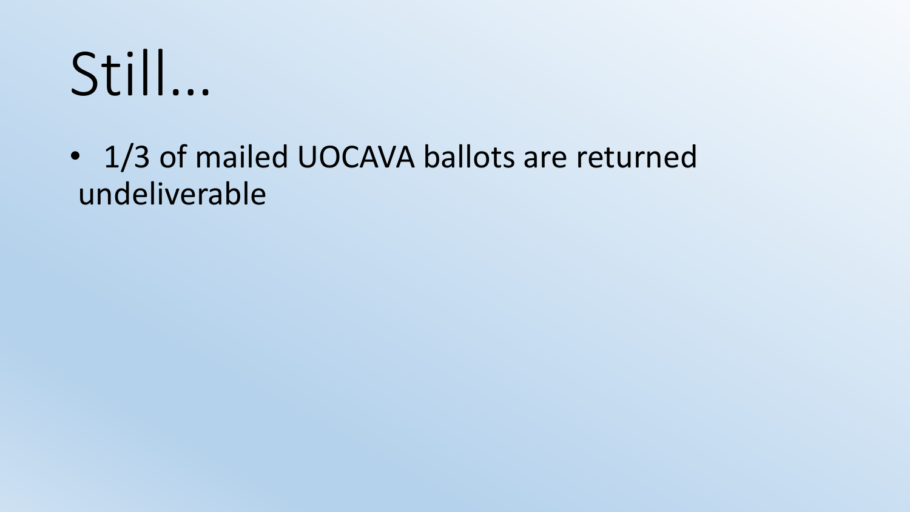# Still…

- 1/3 of mailed UOCAVA ballots are returned undeliverable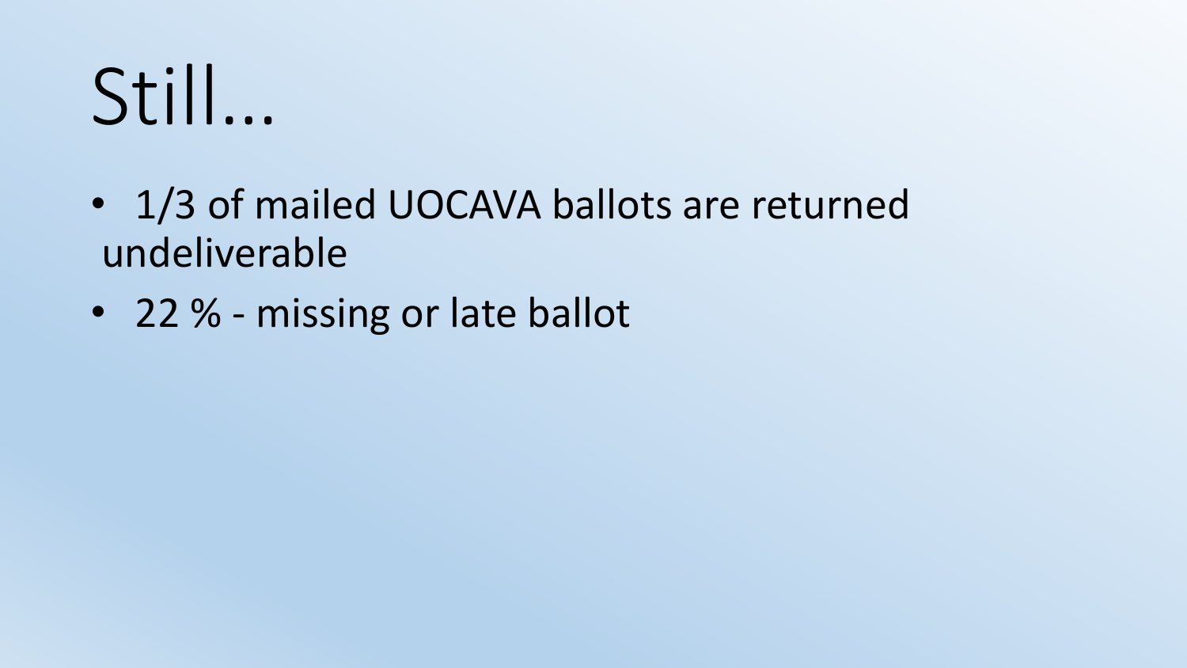# Still…

- 1/3 of mailed UOCAVA ballots are returned undeliverable
- 22 % - missing or late ballot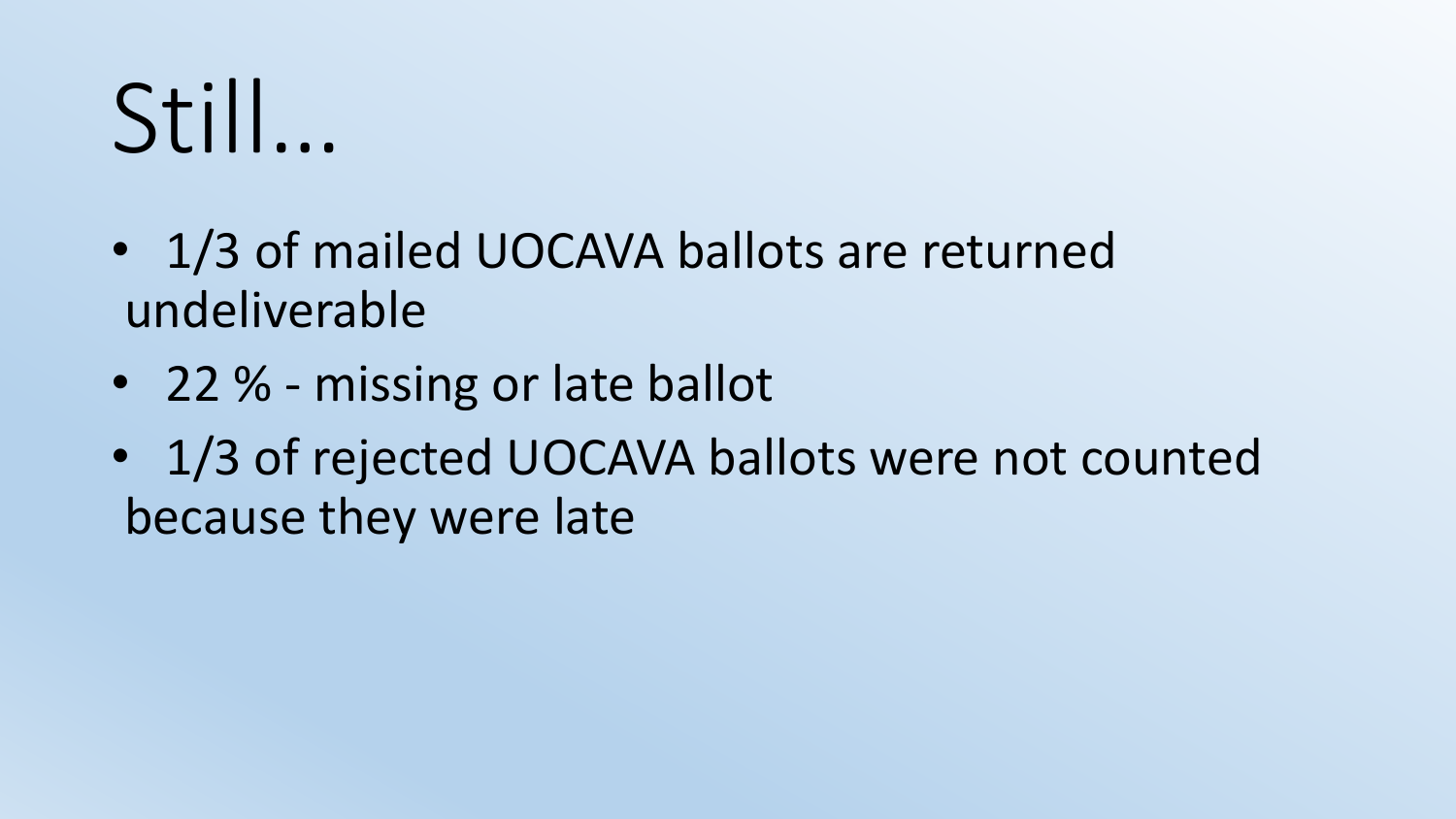# Still…

- 1/3 of mailed UOCAVA ballots are returned undeliverable
- 22 % - missing or late ballot
- 1/3 of rejected UOCAVA ballots were not counted because they were late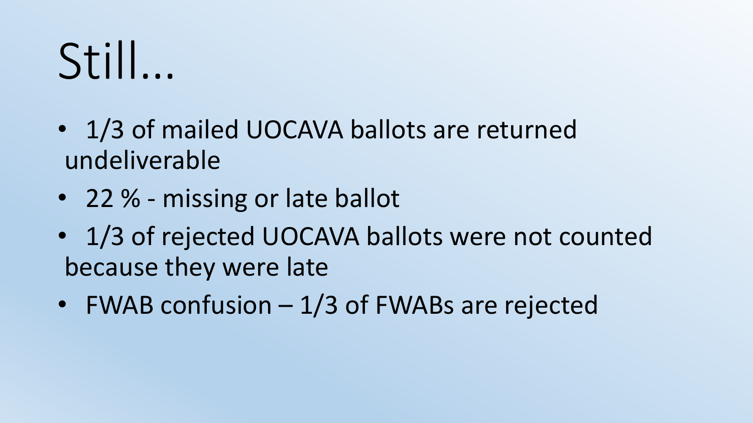# Still…

- 1/3 of mailed UOCAVA ballots are returned undeliverable
- 22 % - missing or late ballot
- 1/3 of rejected UOCAVA ballots were not counted because they were late
- FWAB confusion – 1/3 of FWABs are rejected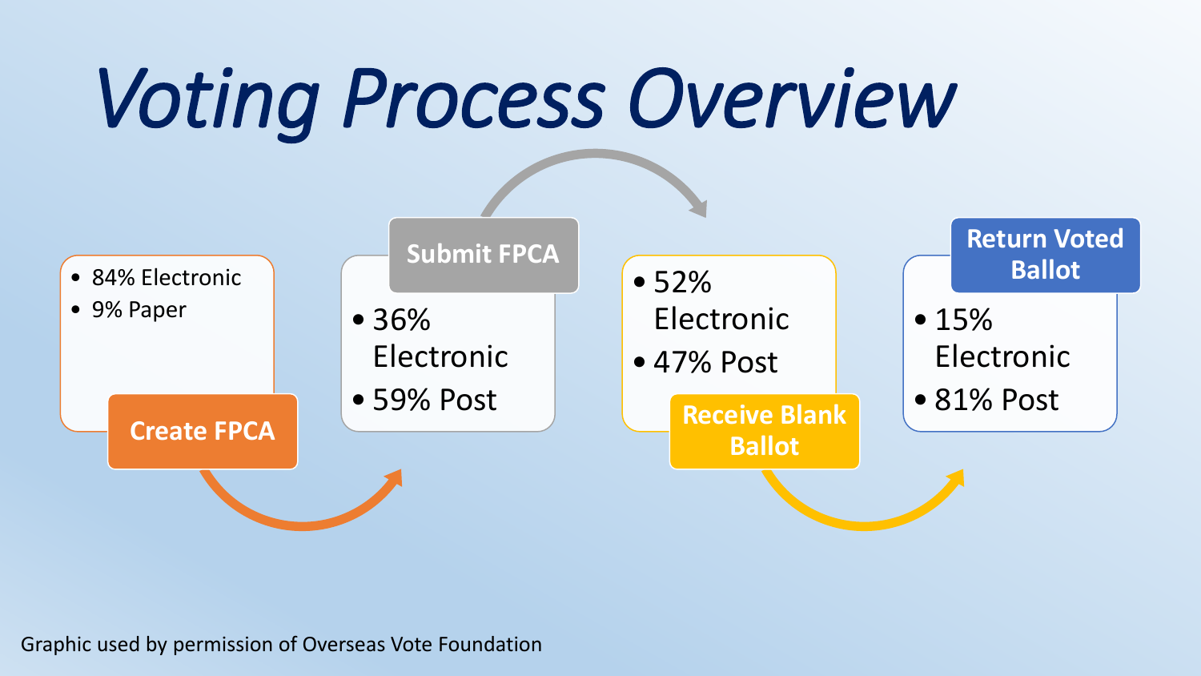# Voting Process Overview

**Create FPCA**

- 84% Electronic
- 9% Paper

**Submit FPCA**

- 36% Electronic
- 59% Post

**Receive Blank Ballot**

- 52% Electronic
- 47% Post

**Return Voted Ballot**

- 15% Electronic
- 81% Post

Graphic used by permission of Overseas Vote Foundation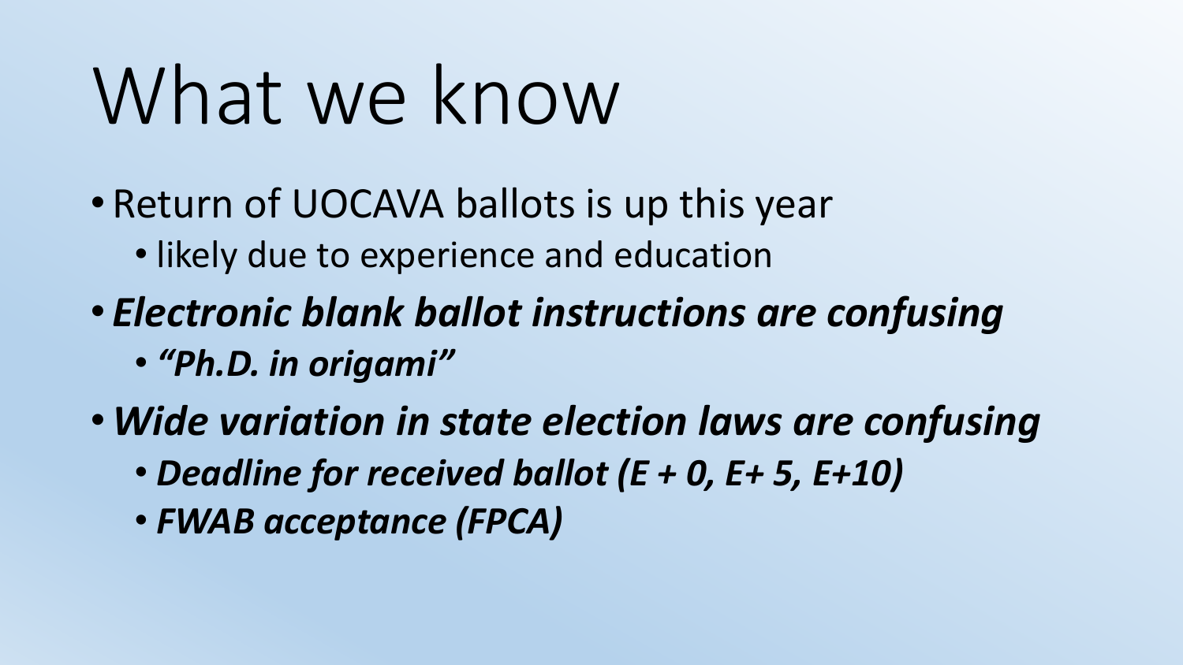# What we know

- Return of UOCAVA ballots is up this year
  - likely due to experience and education
- ***Electronic blank ballot instructions are confusing***
  - ***"Ph.D. in origami"***
- ***Wide variation in state election laws are confusing***
  - ***Deadline for received ballot (E + 0, E+ 5, E+10)***
  - ***FWAB acceptance (FPCA)***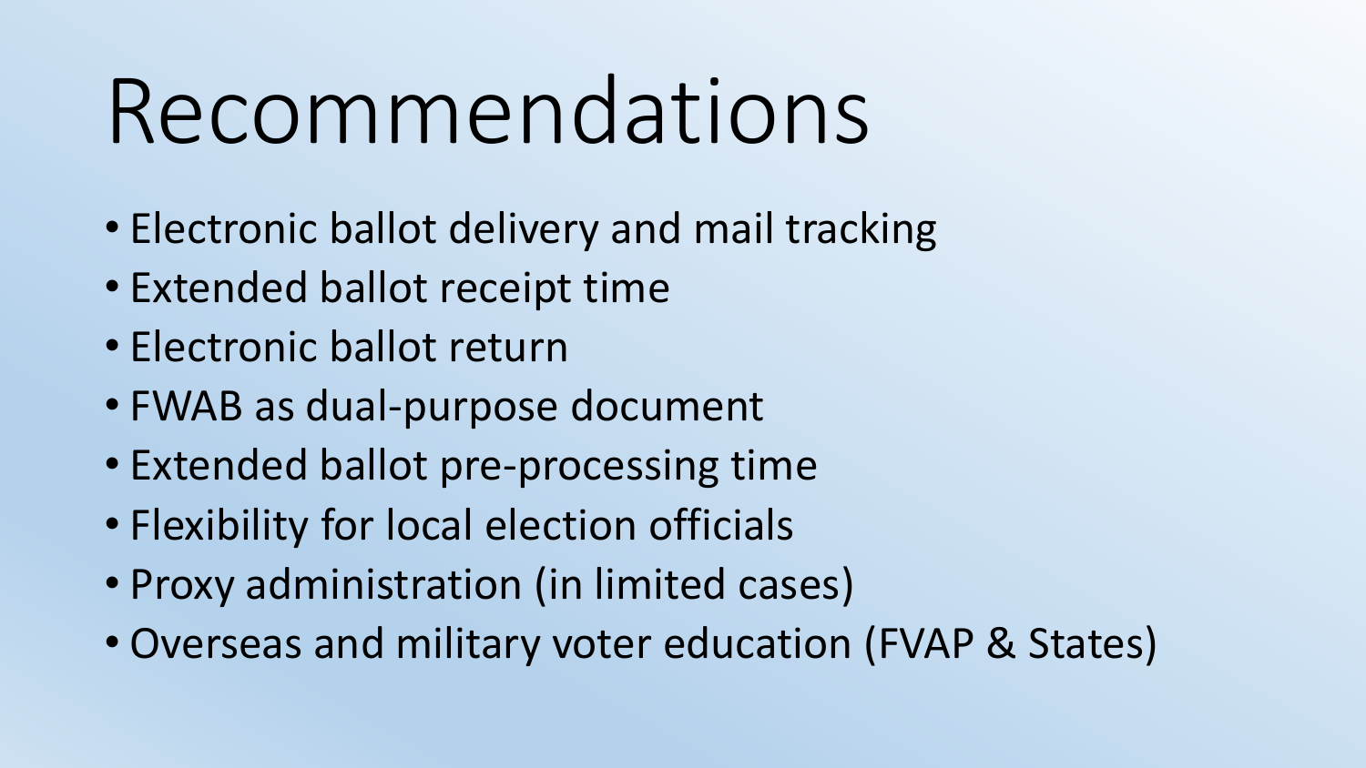# Recommendations

- Electronic ballot delivery and mail tracking
- Extended ballot receipt time
- Electronic ballot return
- FWAB as dual-purpose document
- Extended ballot pre-processing time
- Flexibility for local election officials
- Proxy administration (in limited cases)
- Overseas and military voter education (FVAP & States)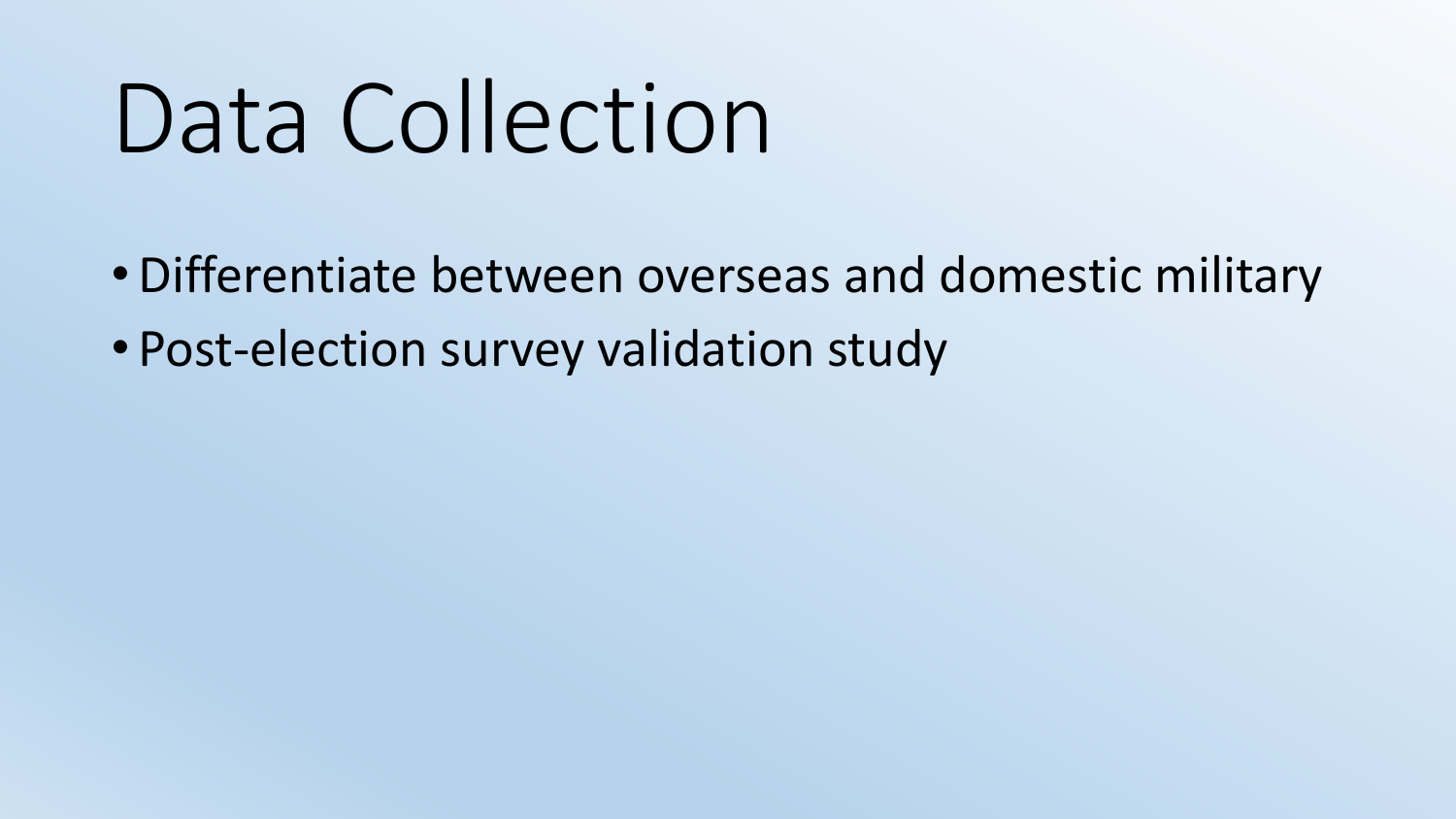# Data Collection

- Differentiate between overseas and domestic military
- Post-election survey validation study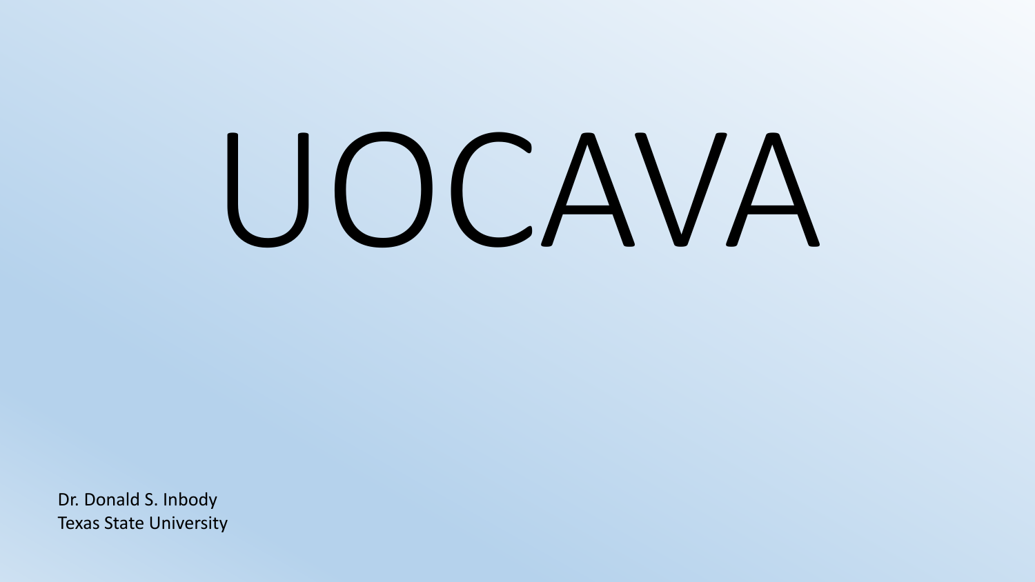# UOCAVA

Dr. Donald S. Inbody
Texas State University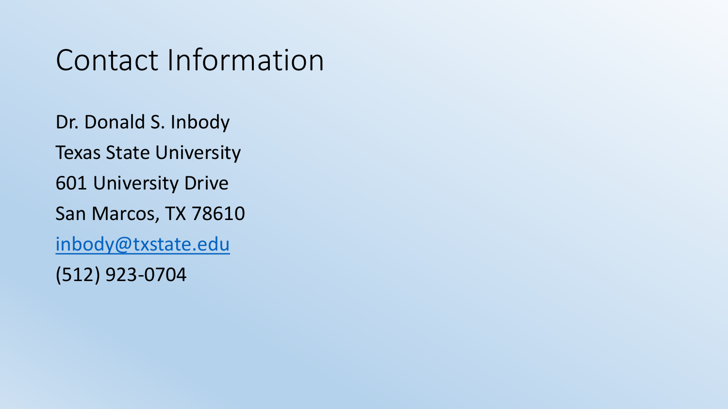# Contact Information

Dr. Donald S. Inbody

Texas State University

601 University Drive

San Marcos, TX 78610

inbody@txstate.edu

(512) 923-0704